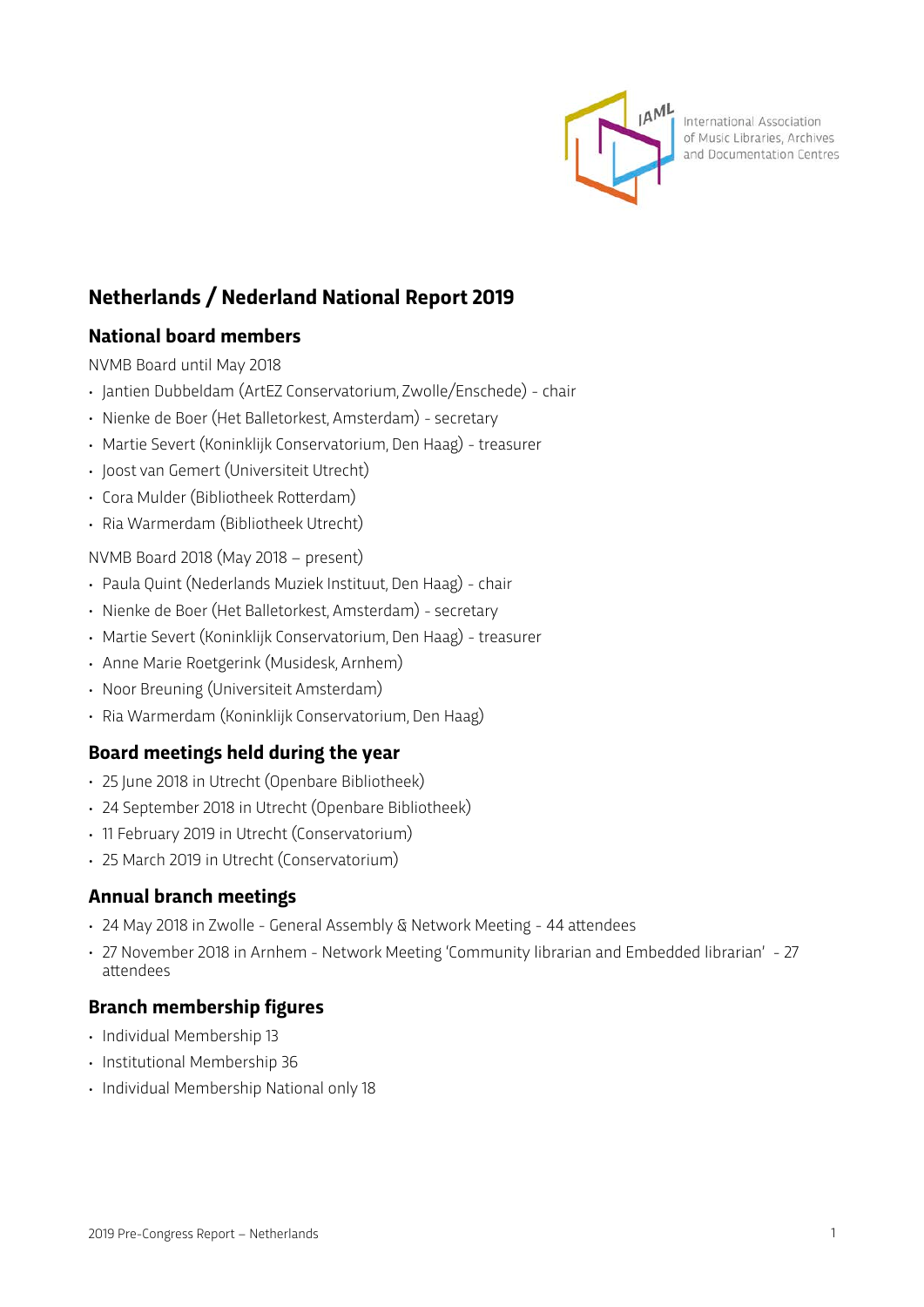International Association of Music Libraries, Archives and Documentation Centres

# Netherlands / Nederland National Report 2019

## National board members

NVMB Board until May 2018

- Jantien Dubbeldam (ArtEZ Conservatorium, Zwolle/Enschede) - chair
- Nienke de Boer (Het Balletorkest, Amsterdam) - secretary
- Martie Severt (Koninklijk Conservatorium, Den Haag) - treasurer
- Joost van Gemert (Universiteit Utrecht)
- Cora Mulder (Bibliotheek Rotterdam)
- Ria Warmerdam (Bibliotheek Utrecht)

NVMB Board 2018 (May 2018 – present)

- Paula Quint (Nederlands Muziek Instituut, Den Haag) - chair
- Nienke de Boer (Het Balletorkest, Amsterdam) - secretary
- Martie Severt (Koninklijk Conservatorium, Den Haag) - treasurer
- Anne Marie Roetgerink (Musidesk, Arnhem)
- Noor Breuning (Universiteit Amsterdam)
- Ria Warmerdam (Koninklijk Conservatorium, Den Haag)

## Board meetings held during the year

- 25 June 2018 in Utrecht (Openbare Bibliotheek)
- 24 September 2018 in Utrecht (Openbare Bibliotheek)
- 11 February 2019 in Utrecht (Conservatorium)
- 25 March 2019 in Utrecht (Conservatorium)

## Annual branch meetings

- 24 May 2018 in Zwolle - General Assembly & Network Meeting - 44 attendees
- 27 November 2018 in Arnhem - Network Meeting 'Community librarian and Embedded librarian' - 27 attendees

## Branch membership figures

- Individual Membership 13
- Institutional Membership 36
- Individual Membership National only 18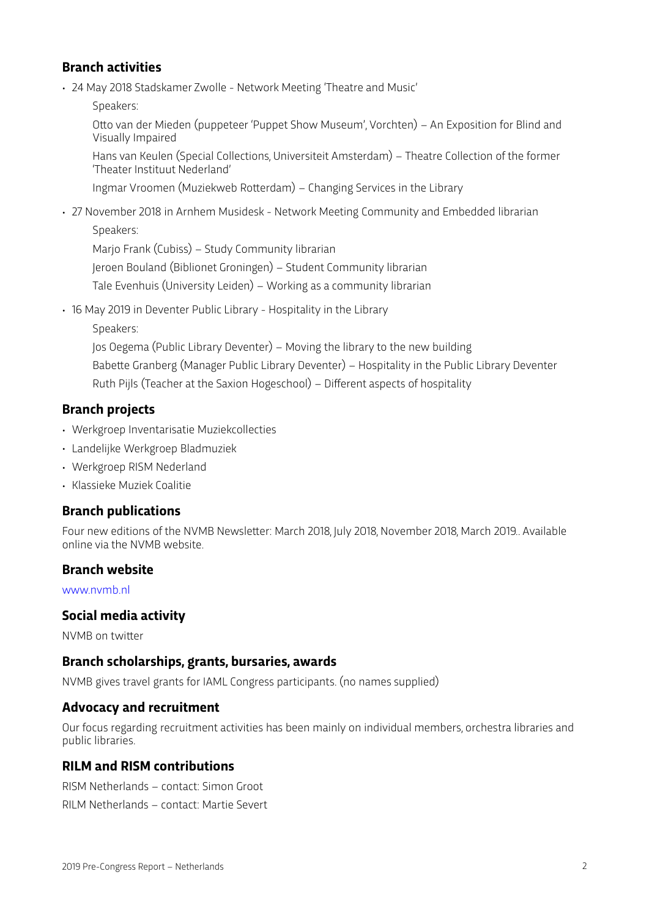## Branch activities

- 24 May 2018 Stadskamer Zwolle - Network Meeting 'Theatre and Music'

  Speakers:

  Otto van der Mieden (puppeteer 'Puppet Show Museum', Vorchten) – An Exposition for Blind and Visually Impaired

  Hans van Keulen (Special Collections, Universiteit Amsterdam) – Theatre Collection of the former 'Theater Instituut Nederland'

  Ingmar Vroomen (Muziekweb Rotterdam) – Changing Services in the Library

- 27 November 2018 in Arnhem Musidesk - Network Meeting Community and Embedded librarian

  Speakers:

  Marjo Frank (Cubiss) – Study Community librarian

  Jeroen Bouland (Biblionet Groningen) – Student Community librarian

  Tale Evenhuis (University Leiden) – Working as a community librarian

- 16 May 2019 in Deventer Public Library - Hospitality in the Library

  Speakers:

  Jos Oegema (Public Library Deventer) – Moving the library to the new building

  Babette Granberg (Manager Public Library Deventer) – Hospitality in the Public Library Deventer

  Ruth Pijls (Teacher at the Saxion Hogeschool) – Different aspects of hospitality

## Branch projects

- Werkgroep Inventarisatie Muziekcollecties
- Landelijke Werkgroep Bladmuziek
- Werkgroep RISM Nederland
- Klassieke Muziek Coalitie

## Branch publications

Four new editions of the NVMB Newsletter: March 2018, July 2018, November 2018, March 2019.. Available online via the NVMB website.

## Branch website

www.nvmb.nl

## Social media activity

NVMB on twitter

## Branch scholarships, grants, bursaries, awards

NVMB gives travel grants for IAML Congress participants. (no names supplied)

## Advocacy and recruitment

Our focus regarding recruitment activities has been mainly on individual members, orchestra libraries and public libraries.

## RILM and RISM contributions

RISM Netherlands – contact: Simon Groot

RILM Netherlands – contact: Martie Severt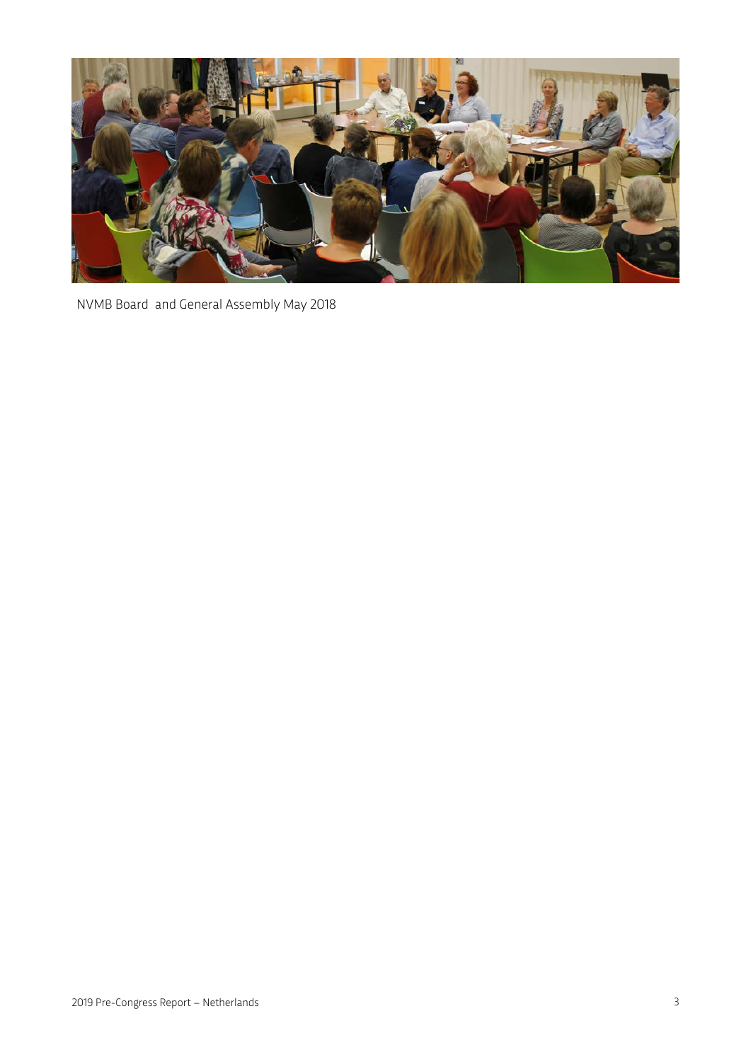NVMB Board  and General Assembly May 2018